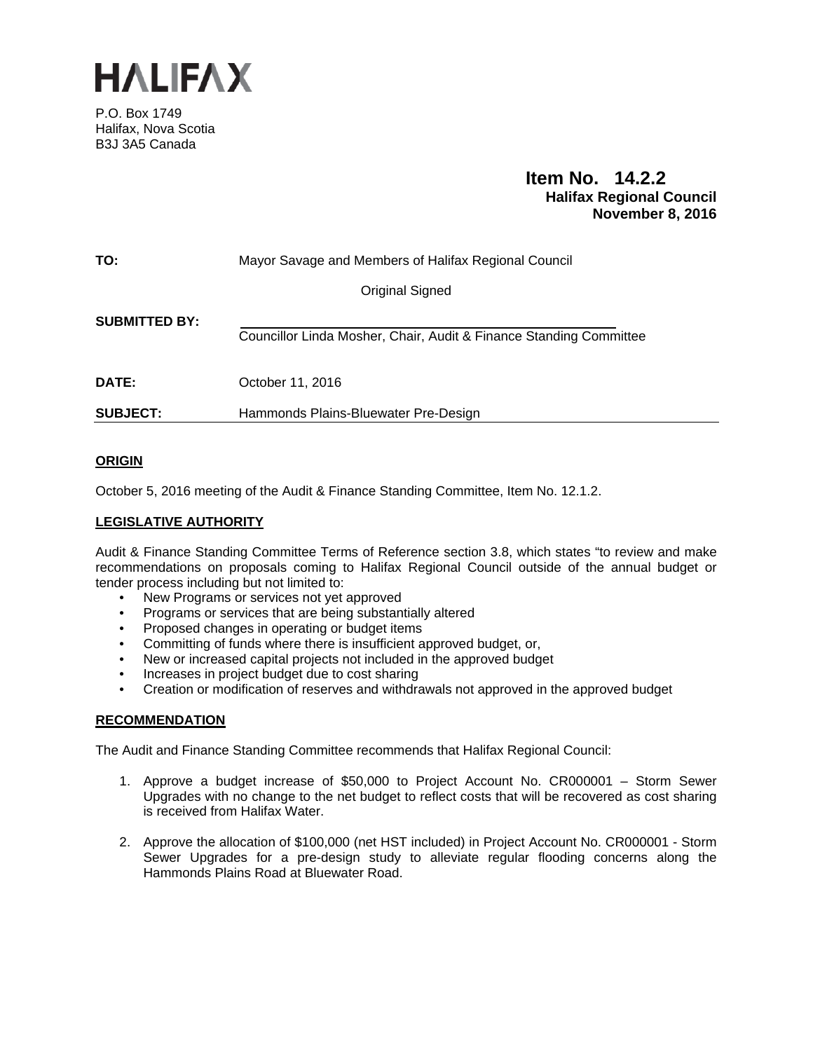# HALIFAX

P.O. Box 1749
Halifax, Nova Scotia
B3J 3A5 Canada

**Item No. 14.2.2**
**Halifax Regional Council**
**November 8, 2016**

| | |
|---|---|
| **TO:** | Mayor Savage and Members of Halifax Regional Council |
| | Original Signed |
| **SUBMITTED BY:** | Councillor Linda Mosher, Chair, Audit & Finance Standing Committee |
| **DATE:** | October 11, 2016 |
| **SUBJECT:** | Hammonds Plains-Bluewater Pre-Design |

## ORIGIN

October 5, 2016 meeting of the Audit & Finance Standing Committee, Item No. 12.1.2.

## LEGISLATIVE AUTHORITY

Audit & Finance Standing Committee Terms of Reference section 3.8, which states "to review and make recommendations on proposals coming to Halifax Regional Council outside of the annual budget or tender process including but not limited to:

- New Programs or services not yet approved
- Programs or services that are being substantially altered
- Proposed changes in operating or budget items
- Committing of funds where there is insufficient approved budget, or,
- New or increased capital projects not included in the approved budget
- Increases in project budget due to cost sharing
- Creation or modification of reserves and withdrawals not approved in the approved budget

## RECOMMENDATION

The Audit and Finance Standing Committee recommends that Halifax Regional Council:

1. Approve a budget increase of $50,000 to Project Account No. CR000001 – Storm Sewer Upgrades with no change to the net budget to reflect costs that will be recovered as cost sharing is received from Halifax Water.

2. Approve the allocation of $100,000 (net HST included) in Project Account No. CR000001 - Storm Sewer Upgrades for a pre-design study to alleviate regular flooding concerns along the Hammonds Plains Road at Bluewater Road.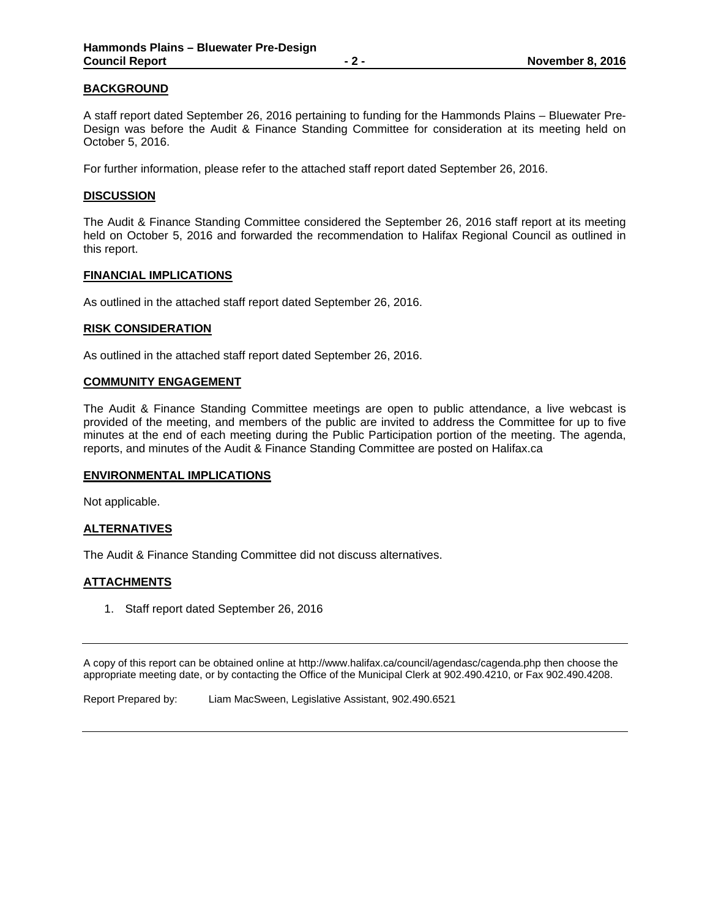## BACKGROUND

A staff report dated September 26, 2016 pertaining to funding for the Hammonds Plains – Bluewater Pre-Design was before the Audit & Finance Standing Committee for consideration at its meeting held on October 5, 2016.

For further information, please refer to the attached staff report dated September 26, 2016.

## DISCUSSION

The Audit & Finance Standing Committee considered the September 26, 2016 staff report at its meeting held on October 5, 2016 and forwarded the recommendation to Halifax Regional Council as outlined in this report.

## FINANCIAL IMPLICATIONS

As outlined in the attached staff report dated September 26, 2016.

## RISK CONSIDERATION

As outlined in the attached staff report dated September 26, 2016.

## COMMUNITY ENGAGEMENT

The Audit & Finance Standing Committee meetings are open to public attendance, a live webcast is provided of the meeting, and members of the public are invited to address the Committee for up to five minutes at the end of each meeting during the Public Participation portion of the meeting. The agenda, reports, and minutes of the Audit & Finance Standing Committee are posted on Halifax.ca

## ENVIRONMENTAL IMPLICATIONS

Not applicable.

## ALTERNATIVES

The Audit & Finance Standing Committee did not discuss alternatives.

## ATTACHMENTS

1. Staff report dated September 26, 2016

---

A copy of this report can be obtained online at http://www.halifax.ca/council/agendasc/cagenda.php then choose the appropriate meeting date, or by contacting the Office of the Municipal Clerk at 902.490.4210, or Fax 902.490.4208.

Report Prepared by: Liam MacSween, Legislative Assistant, 902.490.6521

---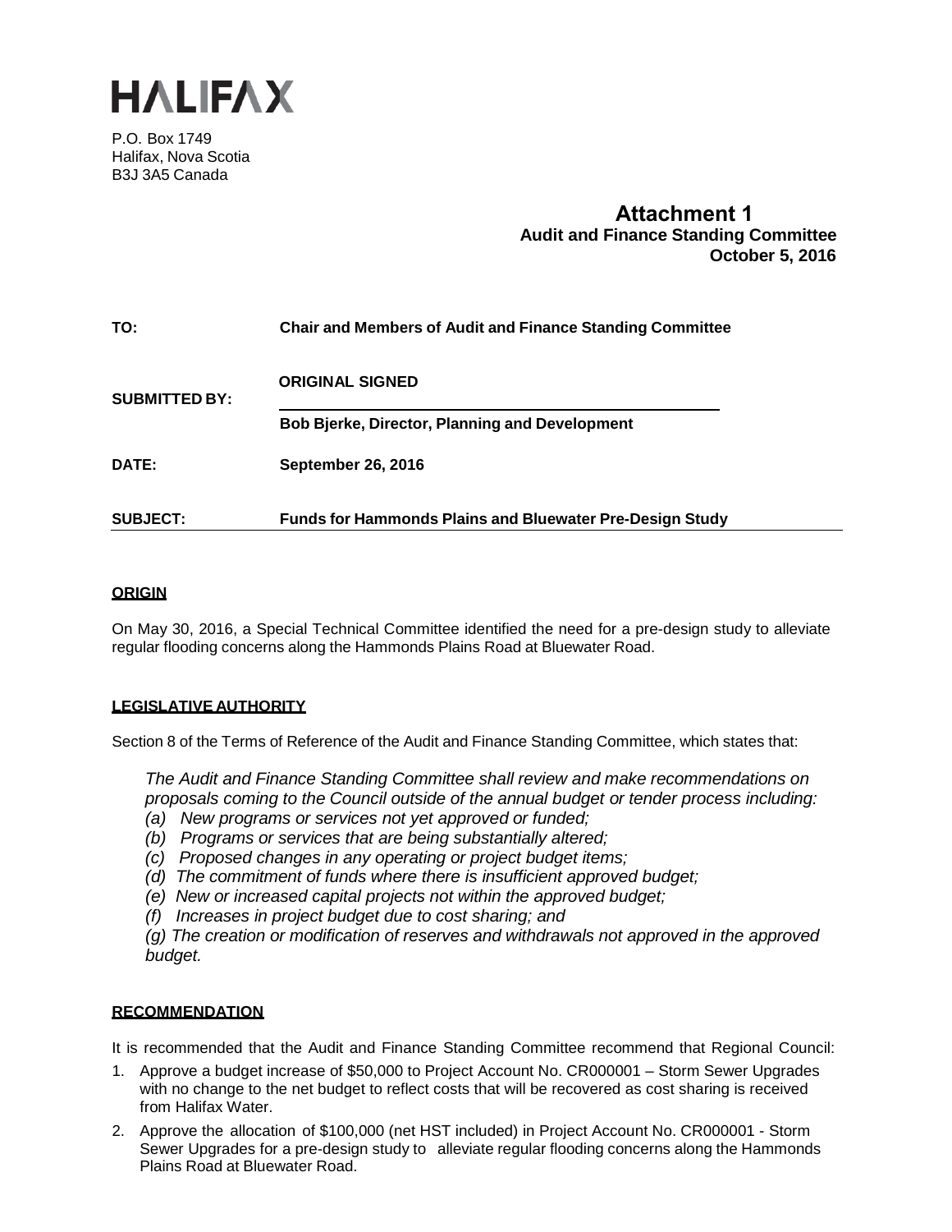# HALIFAX

P.O. Box 1749
Halifax, Nova Scotia
B3J 3A5 Canada

**Attachment 1**
**Audit and Finance Standing Committee**
**October 5, 2016**

**TO:** Chair and Members of Audit and Finance Standing Committee

**SUBMITTED BY:** ORIGINAL SIGNED

Bob Bjerke, Director, Planning and Development

**DATE:** September 26, 2016

**SUBJECT:** Funds for Hammonds Plains and Bluewater Pre-Design Study

## ORIGIN

On May 30, 2016, a Special Technical Committee identified the need for a pre-design study to alleviate regular flooding concerns along the Hammonds Plains Road at Bluewater Road.

## LEGISLATIVE AUTHORITY

Section 8 of the Terms of Reference of the Audit and Finance Standing Committee, which states that:

*The Audit and Finance Standing Committee shall review and make recommendations on proposals coming to the Council outside of the annual budget or tender process including:*
*(a) New programs or services not yet approved or funded;*
*(b) Programs or services that are being substantially altered;*
*(c) Proposed changes in any operating or project budget items;*
*(d) The commitment of funds where there is insufficient approved budget;*
*(e) New or increased capital projects not within the approved budget;*
*(f) Increases in project budget due to cost sharing; and*
*(g) The creation or modification of reserves and withdrawals not approved in the approved budget.*

## RECOMMENDATION

It is recommended that the Audit and Finance Standing Committee recommend that Regional Council:

1. Approve a budget increase of $50,000 to Project Account No. CR000001 – Storm Sewer Upgrades with no change to the net budget to reflect costs that will be recovered as cost sharing is received from Halifax Water.
2. Approve the allocation of $100,000 (net HST included) in Project Account No. CR000001 - Storm Sewer Upgrades for a pre-design study to alleviate regular flooding concerns along the Hammonds Plains Road at Bluewater Road.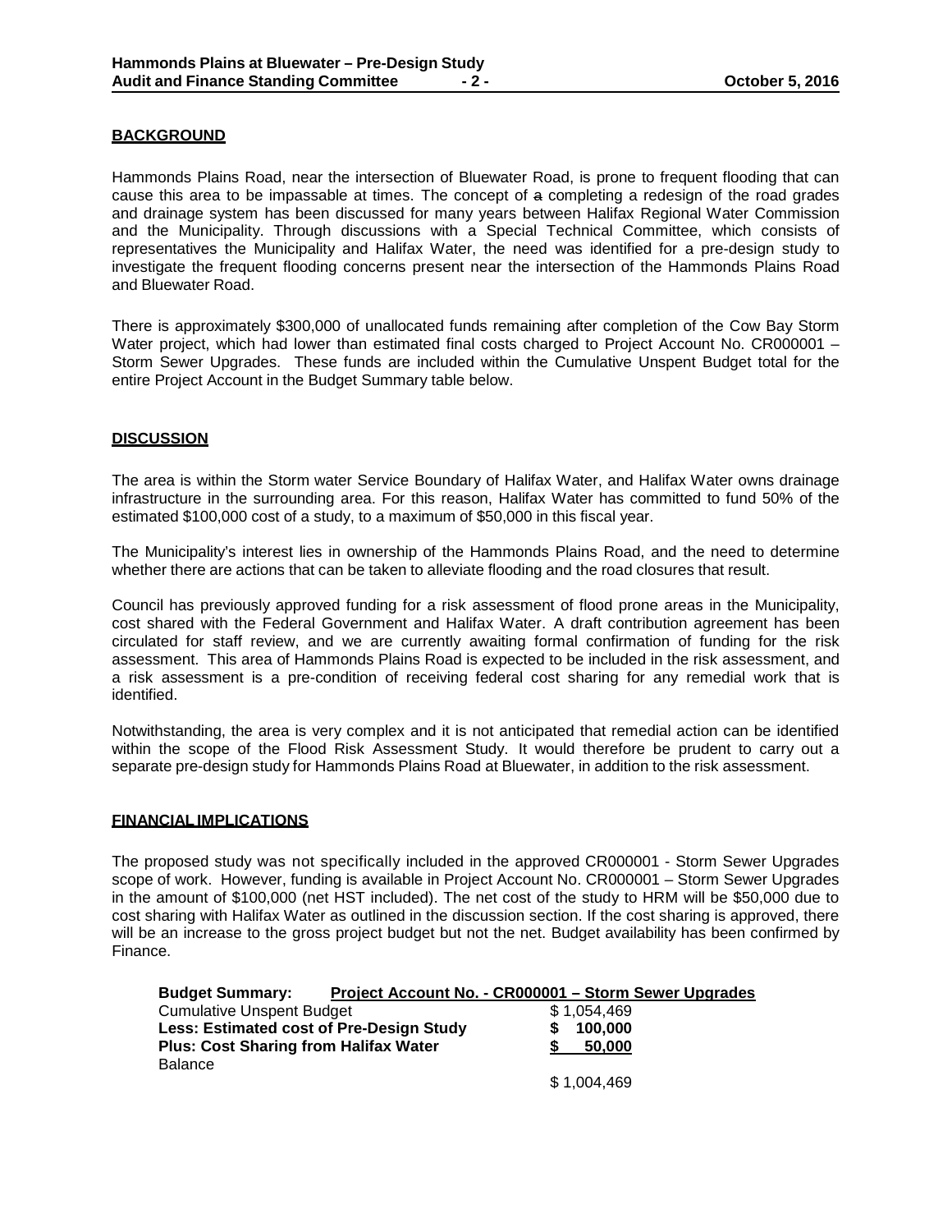## BACKGROUND

Hammonds Plains Road, near the intersection of Bluewater Road, is prone to frequent flooding that can cause this area to be impassable at times. The concept of a completing a redesign of the road grades and drainage system has been discussed for many years between Halifax Regional Water Commission and the Municipality. Through discussions with a Special Technical Committee, which consists of representatives the Municipality and Halifax Water, the need was identified for a pre-design study to investigate the frequent flooding concerns present near the intersection of the Hammonds Plains Road and Bluewater Road.

There is approximately $300,000 of unallocated funds remaining after completion of the Cow Bay Storm Water project, which had lower than estimated final costs charged to Project Account No. CR000001 – Storm Sewer Upgrades. These funds are included within the Cumulative Unspent Budget total for the entire Project Account in the Budget Summary table below.

## DISCUSSION

The area is within the Storm water Service Boundary of Halifax Water, and Halifax Water owns drainage infrastructure in the surrounding area. For this reason, Halifax Water has committed to fund 50% of the estimated $100,000 cost of a study, to a maximum of $50,000 in this fiscal year.

The Municipality's interest lies in ownership of the Hammonds Plains Road, and the need to determine whether there are actions that can be taken to alleviate flooding and the road closures that result.

Council has previously approved funding for a risk assessment of flood prone areas in the Municipality, cost shared with the Federal Government and Halifax Water. A draft contribution agreement has been circulated for staff review, and we are currently awaiting formal confirmation of funding for the risk assessment. This area of Hammonds Plains Road is expected to be included in the risk assessment, and a risk assessment is a pre-condition of receiving federal cost sharing for any remedial work that is identified.

Notwithstanding, the area is very complex and it is not anticipated that remedial action can be identified within the scope of the Flood Risk Assessment Study. It would therefore be prudent to carry out a separate pre-design study for Hammonds Plains Road at Bluewater, in addition to the risk assessment.

## FINANCIAL IMPLICATIONS

The proposed study was not specifically included in the approved CR000001 - Storm Sewer Upgrades scope of work. However, funding is available in Project Account No. CR000001 – Storm Sewer Upgrades in the amount of $100,000 (net HST included). The net cost of the study to HRM will be $50,000 due to cost sharing with Halifax Water as outlined in the discussion section. If the cost sharing is approved, there will be an increase to the gross project budget but not the net. Budget availability has been confirmed by Finance.

| **Budget Summary:** | **Project Account No. - CR000001 – Storm Sewer Upgrades** |
|---|---|
| Cumulative Unspent Budget | $ 1,054,469 |
| **Less: Estimated cost of Pre-Design Study** | **$ 100,000** |
| **Plus: Cost Sharing from Halifax Water** | **$ 50,000** |
| Balance | $ 1,004,469 |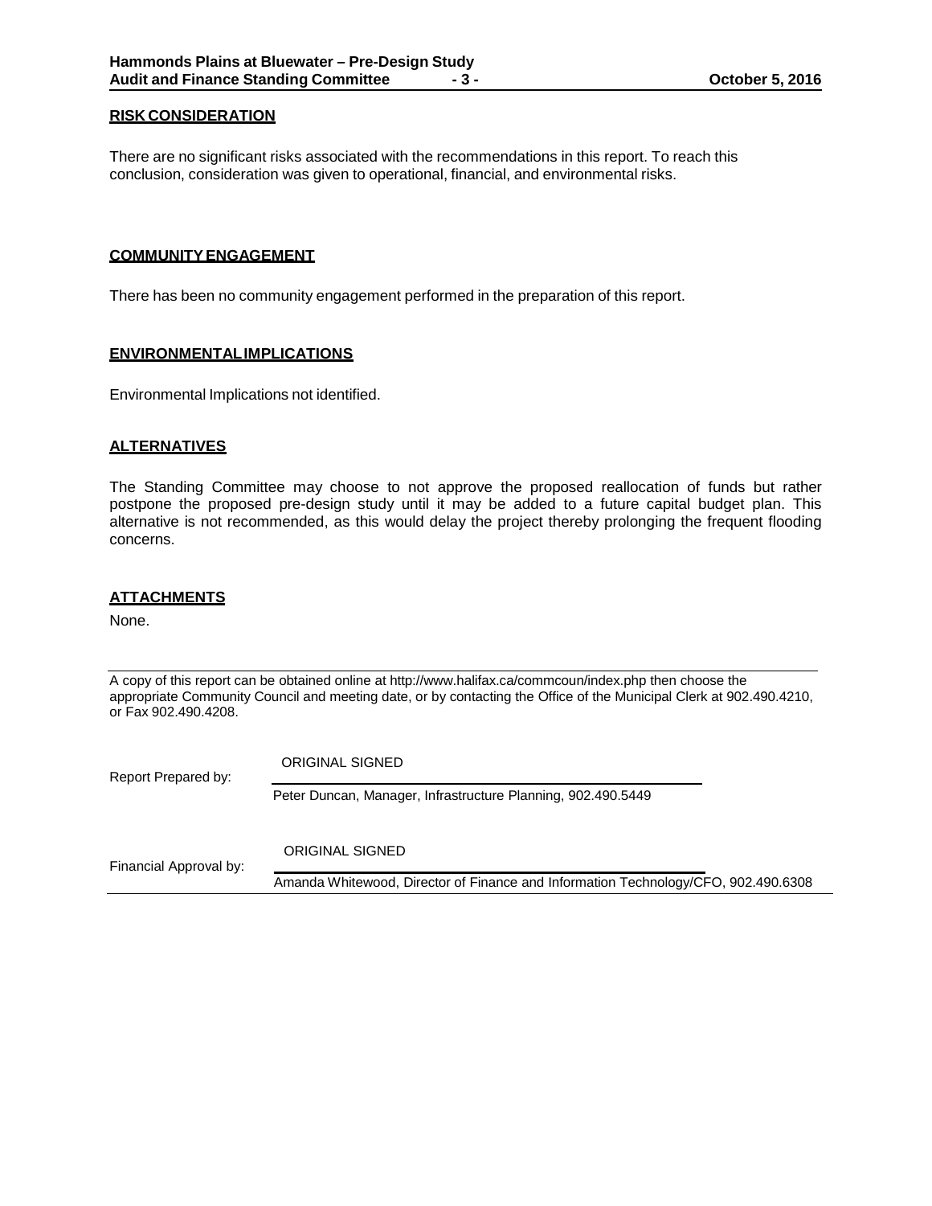## RISK CONSIDERATION

There are no significant risks associated with the recommendations in this report. To reach this conclusion, consideration was given to operational, financial, and environmental risks.

## COMMUNITY ENGAGEMENT

There has been no community engagement performed in the preparation of this report.

## ENVIRONMENTAL IMPLICATIONS

Environmental Implications not identified.

## ALTERNATIVES

The Standing Committee may choose to not approve the proposed reallocation of funds but rather postpone the proposed pre-design study until it may be added to a future capital budget plan. This alternative is not recommended, as this would delay the project thereby prolonging the frequent flooding concerns.

## ATTACHMENTS

None.

---

A copy of this report can be obtained online at http://www.halifax.ca/commcoun/index.php then choose the appropriate Community Council and meeting date, or by contacting the Office of the Municipal Clerk at 902.490.4210, or Fax 902.490.4208.

Report Prepared by: ORIGINAL SIGNED
Peter Duncan, Manager, Infrastructure Planning, 902.490.5449

Financial Approval by: ORIGINAL SIGNED
Amanda Whitewood, Director of Finance and Information Technology/CFO, 902.490.6308